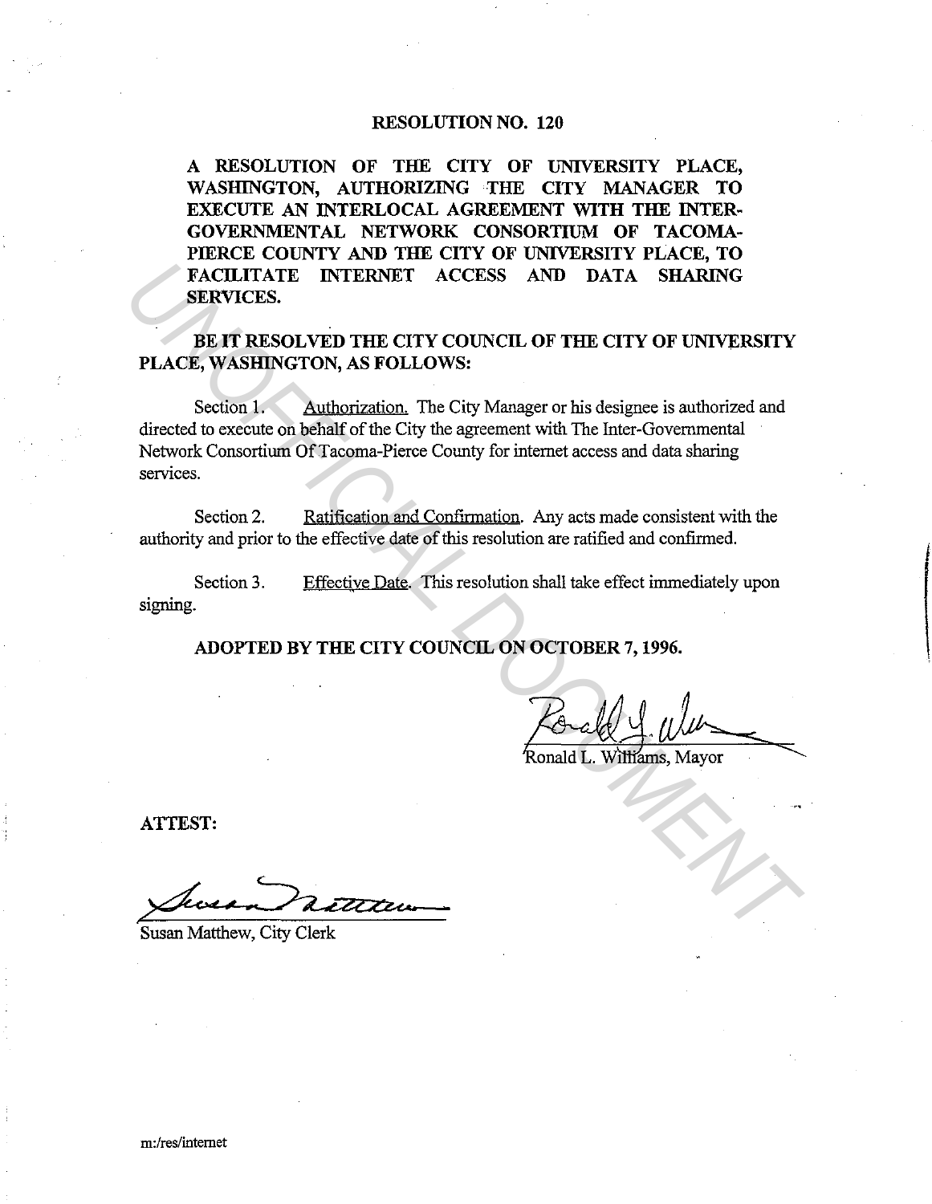# RESOLUTION NO. 120

**A RESOLUTION OF THE CITY OF UNIVERSITY PLACE, WASHINGTON, AUTHORIZING THE CITY MANAGER TO EXECUTE AN INTERLOCAL AGREEMENT WITH THE INTER-GOVERNMENTAL NETWORK CONSORTIUM OF TACOMA-PIERCE COUNTY AND THE CITY OF UNIVERSITY PLACE, TO FACILITATE INTERNET ACCESS AND DATA SHARING SERVICES.**

**BE IT RESOLVED THE CITY COUNCIL OF THE CITY OF UNIVERSITY PLACE, WASHINGTON, AS FOLLOWS:**

Section 1. Authorization. The City Manager or his designee is authorized and directed to execute on behalf of the City the agreement with The Inter-Governmental Network Consortium Of Tacoma-Pierce County for internet access and data sharing services.

Section 2. Ratification and Confirmation. Any acts made consistent with the authority and prior to the effective date of this resolution are ratified and confirmed.

Section 3. Effective Date. This resolution shall take effect immediately upon signing.

**ADOPTED BY THE CITY COUNCIL ON OCTOBER 7, 1996.**

Ronald L. Williams, Mayor

**ATTEST:**

Susan Matthew, City Clerk

m:/res/internet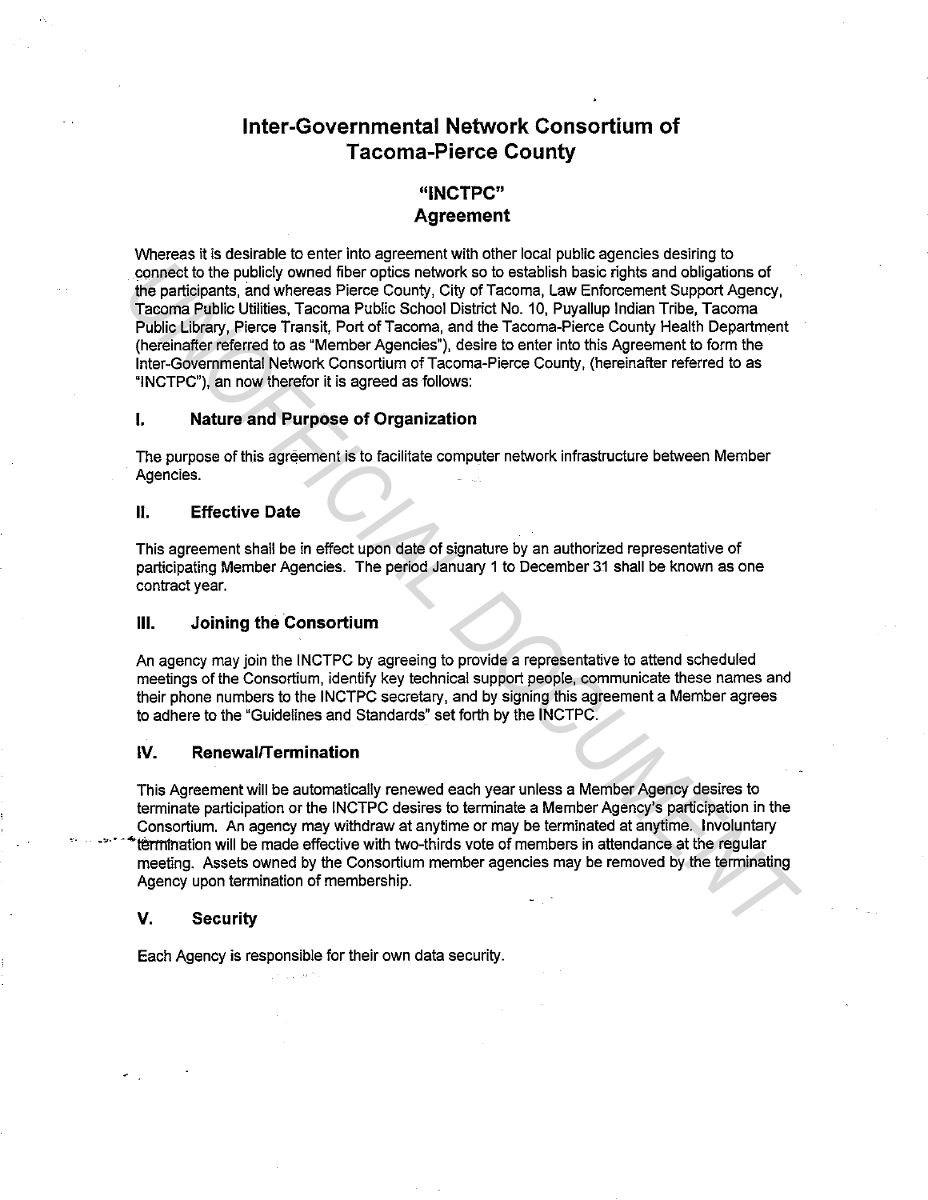# Inter-Governmental Network Consortium of Tacoma-Pierce County

## "INCTPC" Agreement

Whereas it is desirable to enter into agreement with other local public agencies desiring to connect to the publicly owned fiber optics network so to establish basic rights and obligations of the participants, and whereas Pierce County, City of Tacoma, Law Enforcement Support Agency, Tacoma Public Utilities, Tacoma Public School District No. 10, Puyallup Indian Tribe, Tacoma Public Library, Pierce Transit, Port of Tacoma, and the Tacoma-Pierce County Health Department (hereinafter referred to as "Member Agencies"), desire to enter into this Agreement to form the Inter-Governmental Network Consortium of Tacoma-Pierce County, (hereinafter referred to as "INCTPC"), an now therefor it is agreed as follows:

### I. Nature and Purpose of Organization

The purpose of this agreement is to facilitate computer network infrastructure between Member Agencies.

### II. Effective Date

This agreement shall be in effect upon date of signature by an authorized representative of participating Member Agencies. The period January 1 to December 31 shall be known as one contract year.

### III. Joining the Consortium

An agency may join the INCTPC by agreeing to provide a representative to attend scheduled meetings of the Consortium, identify key technical support people, communicate these names and their phone numbers to the INCTPC secretary, and by signing this agreement a Member agrees to adhere to the "Guidelines and Standards" set forth by the INCTPC.

### IV. Renewal/Termination

This Agreement will be automatically renewed each year unless a Member Agency desires to terminate participation or the INCTPC desires to terminate a Member Agency's participation in the Consortium. An agency may withdraw at anytime or may be terminated at anytime. Involuntary termination will be made effective with two-thirds vote of members in attendance at the regular meeting. Assets owned by the Consortium member agencies may be removed by the terminating Agency upon termination of membership.

### V. Security

Each Agency is responsible for their own data security.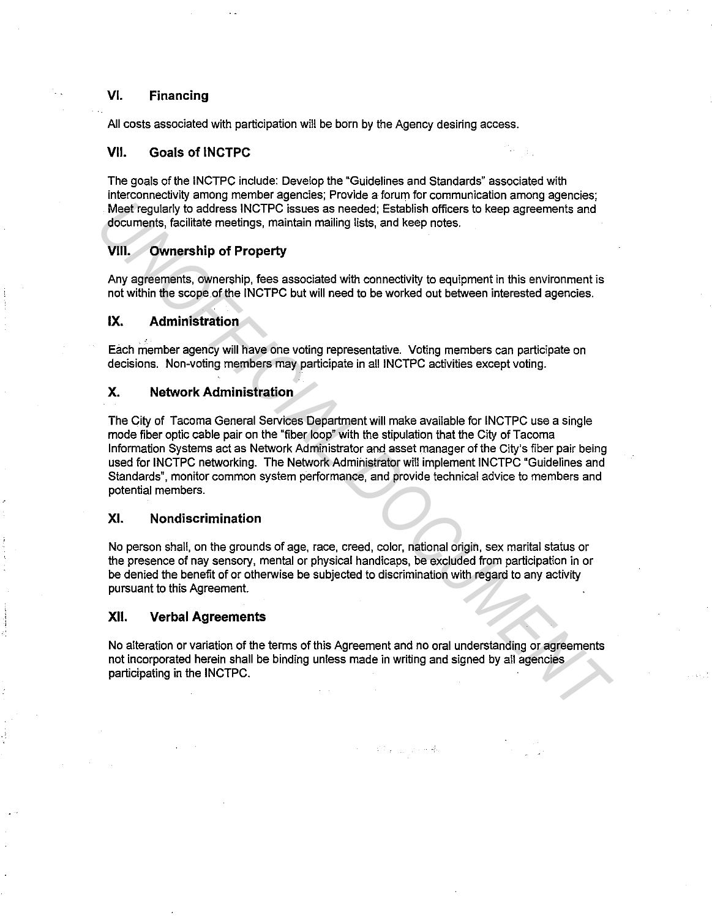## VI. Financing

All costs associated with participation will be born by the Agency desiring access.

## VII. Goals of INCTPC

The goals of the INCTPC include: Develop the "Guidelines and Standards" associated with interconnectivity among member agencies; Provide a forum for communication among agencies; Meet regularly to address INCTPC issues as needed; Establish officers to keep agreements and documents, facilitate meetings, maintain mailing lists, and keep notes.

## VIII. Ownership of Property

Any agreements, ownership, fees associated with connectivity to equipment in this environment is not within the scope of the INCTPC but will need to be worked out between interested agencies.

## IX. Administration

Each member agency will have one voting representative. Voting members can participate on decisions. Non-voting members may participate in all INCTPC activities except voting.

## X. Network Administration

The City of Tacoma General Services Department will make available for INCTPC use a single mode fiber optic cable pair on the "fiber loop" with the stipulation that the City of Tacoma Information Systems act as Network Administrator and asset manager of the City's fiber pair being used for INCTPC networking. The Network Administrator will implement INCTPC "Guidelines and Standards", monitor common system performance, and provide technical advice to members and potential members.

## XI. Nondiscrimination

No person shall, on the grounds of age, race, creed, color, national origin, sex marital status or the presence of nay sensory, mental or physical handicaps, be excluded from participation in or be denied the benefit of or otherwise be subjected to discrimination with regard to any activity pursuant to this Agreement.

## XII. Verbal Agreements

No alteration or variation of the terms of this Agreement and no oral understanding or agreements not incorporated herein shall be binding unless made in writing and signed by all agencies participating in the INCTPC.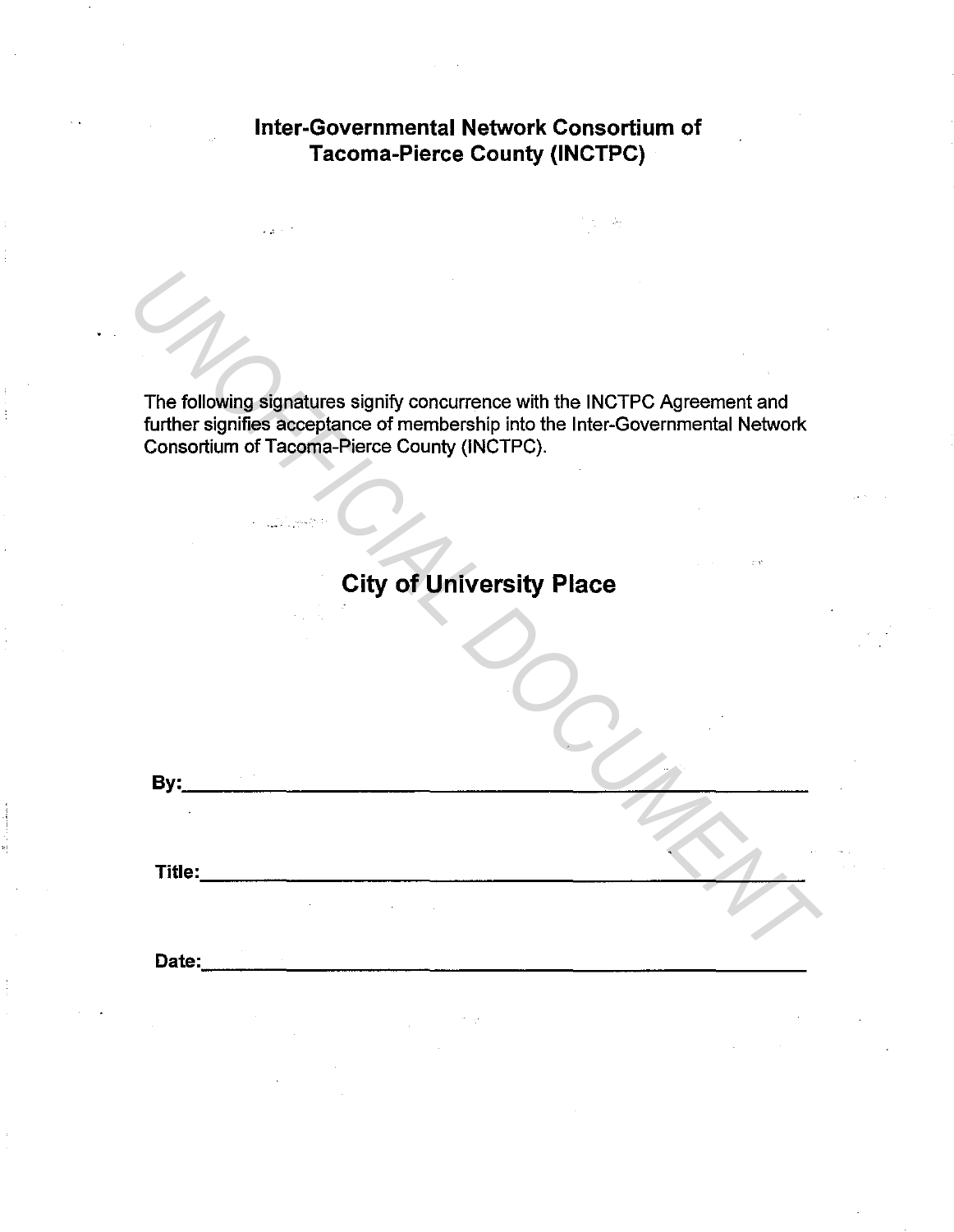**Inter-Governmental Network Consortium of Tacoma-Pierce County (INCTPC)**

UNOFFICIAL DOCUMENT

The following signatures signify concurrence with the INCTPC Agreement and further signifies acceptance of membership into the Inter-Governmental Network Consortium of Tacoma-Pierce County (INCTPC).

## City of University Place

**By:**\_\_\_\_\_\_\_\_\_\_\_\_\_\_\_\_\_\_\_\_\_\_\_\_\_\_\_\_\_\_\_\_\_\_\_\_\_\_\_\_\_\_\_\_\_\_\_\_

**Title:**\_\_\_\_\_\_\_\_\_\_\_\_\_\_\_\_\_\_\_\_\_\_\_\_\_\_\_\_\_\_\_\_\_\_\_\_\_\_\_\_\_\_\_\_\_\_\_\_

**Date:**\_\_\_\_\_\_\_\_\_\_\_\_\_\_\_\_\_\_\_\_\_\_\_\_\_\_\_\_\_\_\_\_\_\_\_\_\_\_\_\_\_\_\_\_\_\_\_\_